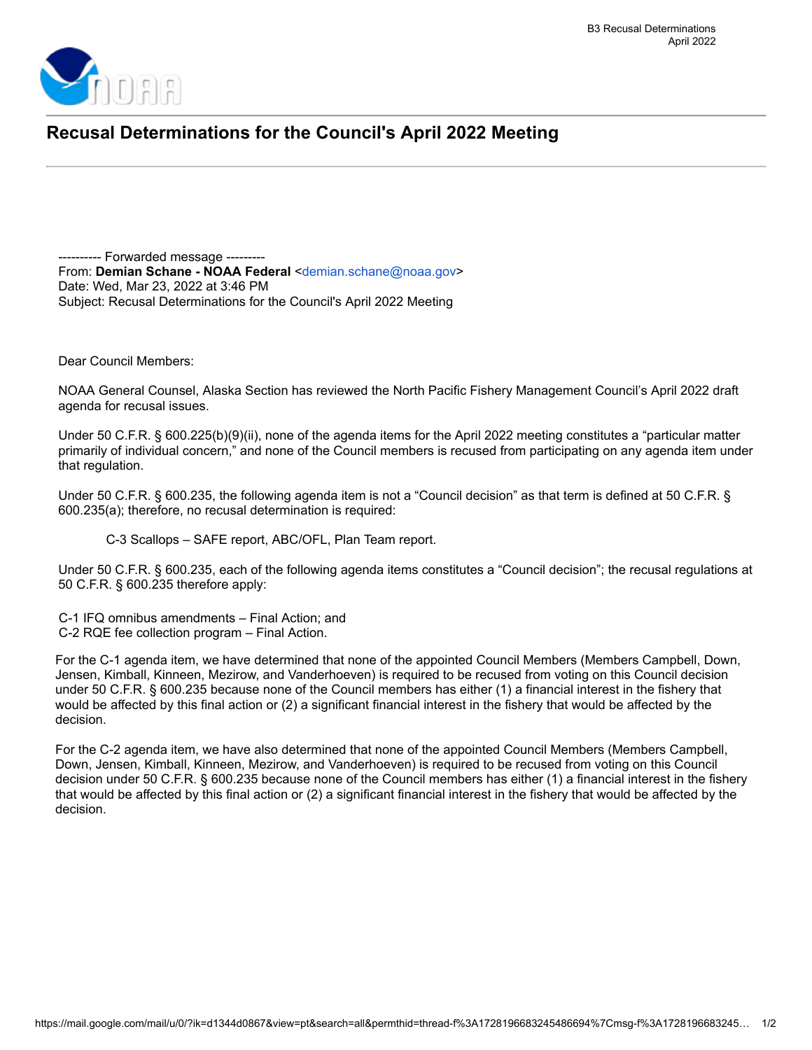# Recusal Determinations for the Council's April 2022 Meeting

---------- Forwarded message ---------
From: **Demian Schane - NOAA Federal** <demian.schane@noaa.gov>
Date: Wed, Mar 23, 2022 at 3:46 PM
Subject: Recusal Determinations for the Council's April 2022 Meeting

Dear Council Members:

NOAA General Counsel, Alaska Section has reviewed the North Pacific Fishery Management Council's April 2022 draft agenda for recusal issues.

Under 50 C.F.R. § 600.225(b)(9)(ii), none of the agenda items for the April 2022 meeting constitutes a "particular matter primarily of individual concern," and none of the Council members is recused from participating on any agenda item under that regulation.

Under 50 C.F.R. § 600.235, the following agenda item is not a "Council decision" as that term is defined at 50 C.F.R. § 600.235(a); therefore, no recusal determination is required:

C-3 Scallops – SAFE report, ABC/OFL, Plan Team report.

Under 50 C.F.R. § 600.235, each of the following agenda items constitutes a "Council decision"; the recusal regulations at 50 C.F.R. § 600.235 therefore apply:

C-1 IFQ omnibus amendments – Final Action; and
C-2 RQE fee collection program – Final Action.

For the C-1 agenda item, we have determined that none of the appointed Council Members (Members Campbell, Down, Jensen, Kimball, Kinneen, Mezirow, and Vanderhoeven) is required to be recused from voting on this Council decision under 50 C.F.R. § 600.235 because none of the Council members has either (1) a financial interest in the fishery that would be affected by this final action or (2) a significant financial interest in the fishery that would be affected by the decision.

For the C-2 agenda item, we have also determined that none of the appointed Council Members (Members Campbell, Down, Jensen, Kimball, Kinneen, Mezirow, and Vanderhoeven) is required to be recused from voting on this Council decision under 50 C.F.R. § 600.235 because none of the Council members has either (1) a financial interest in the fishery that would be affected by this final action or (2) a significant financial interest in the fishery that would be affected by the decision.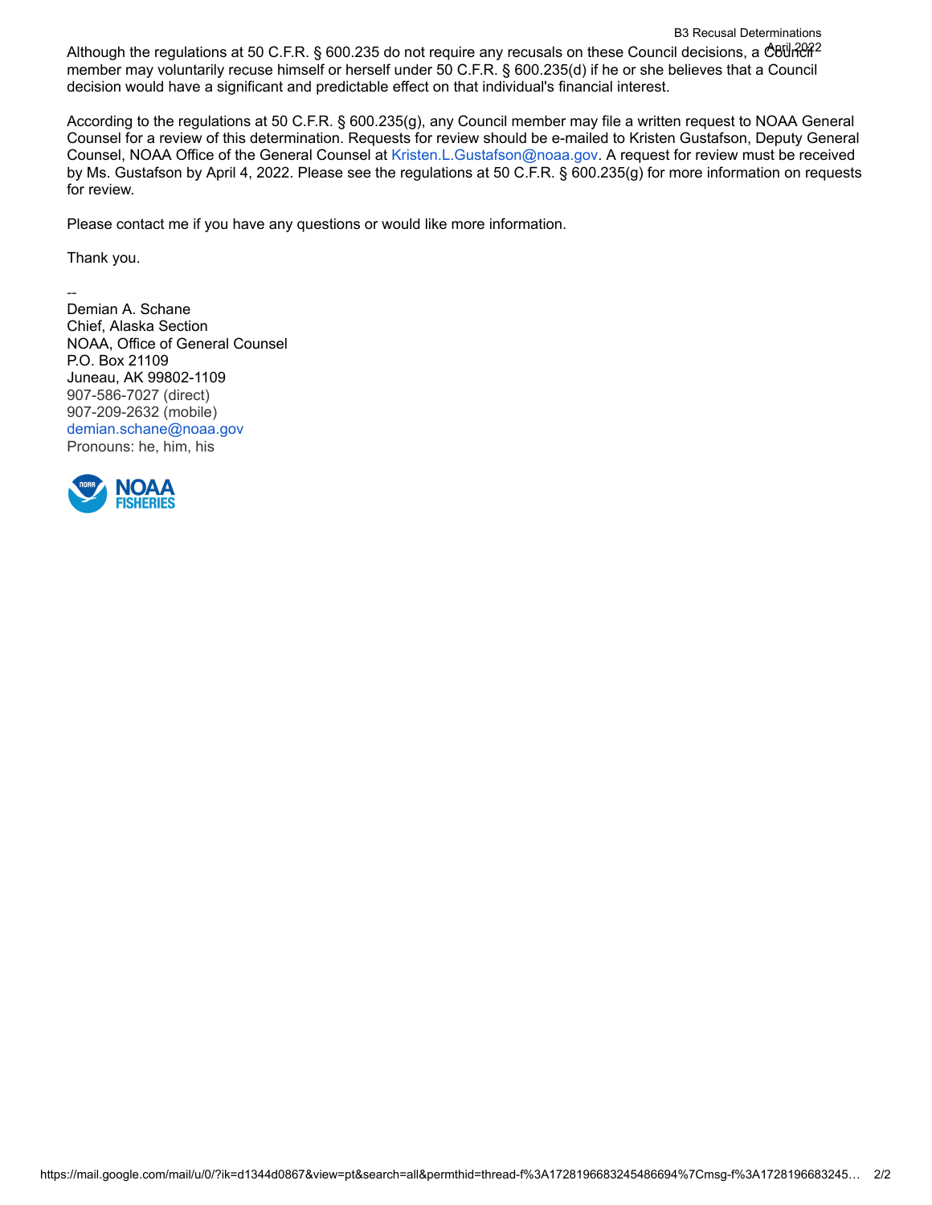Although the regulations at 50 C.F.R. § 600.235 do not require any recusals on these Council decisions, a Council member may voluntarily recuse himself or herself under 50 C.F.R. § 600.235(d) if he or she believes that a Council decision would have a significant and predictable effect on that individual's financial interest.

According to the regulations at 50 C.F.R. § 600.235(g), any Council member may file a written request to NOAA General Counsel for a review of this determination. Requests for review should be e-mailed to Kristen Gustafson, Deputy General Counsel, NOAA Office of the General Counsel at Kristen.L.Gustafson@noaa.gov. A request for review must be received by Ms. Gustafson by April 4, 2022. Please see the regulations at 50 C.F.R. § 600.235(g) for more information on requests for review.

Please contact me if you have any questions or would like more information.

Thank you.

--
Demian A. Schane
Chief, Alaska Section
NOAA, Office of General Counsel
P.O. Box 21109
Juneau, AK 99802-1109
907-586-7027 (direct)
907-209-2632 (mobile)
demian.schane@noaa.gov
Pronouns: he, him, his

NOAA FISHERIES